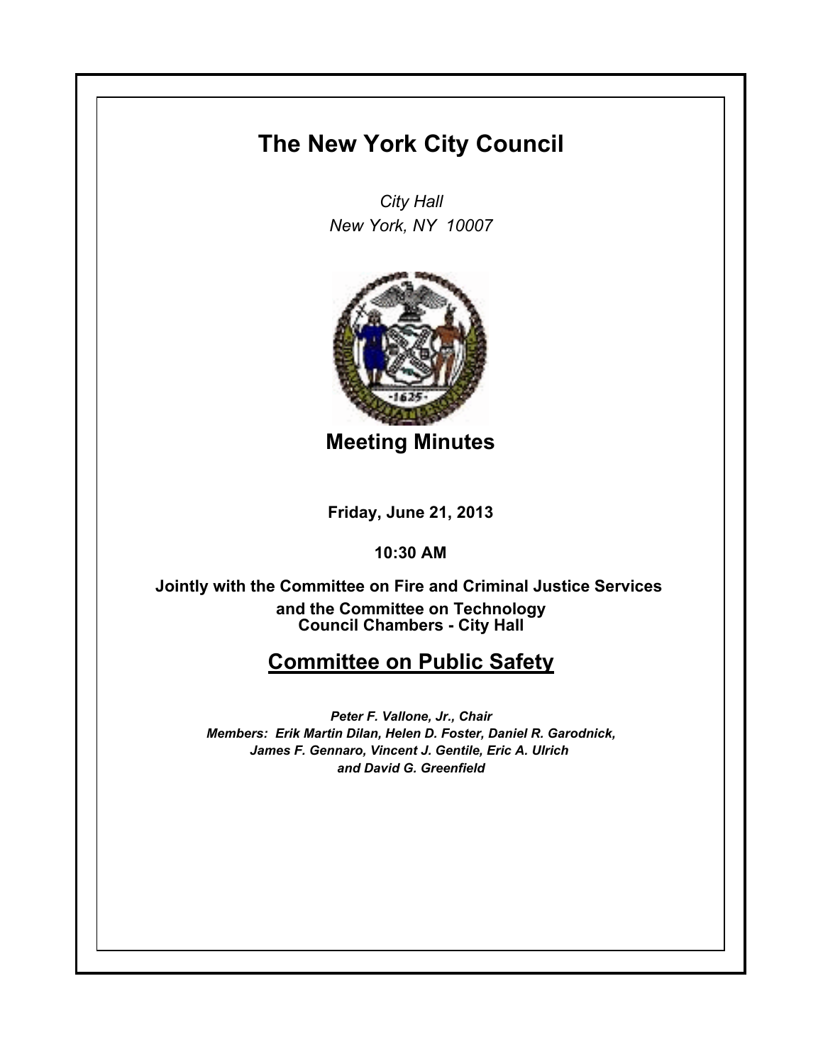# The New York City Council

*City Hall*
*New York, NY 10007*

## Meeting Minutes

**Friday, June 21, 2013**

**10:30 AM**

**Jointly with the Committee on Fire and Criminal Justice Services and the Committee on Technology**
**Council Chambers - City Hall**

## Committee on Public Safety

*Peter F. Vallone, Jr., Chair*
*Members: Erik Martin Dilan, Helen D. Foster, Daniel R. Garodnick, James F. Gennaro, Vincent J. Gentile, Eric A. Ulrich and David G. Greenfield*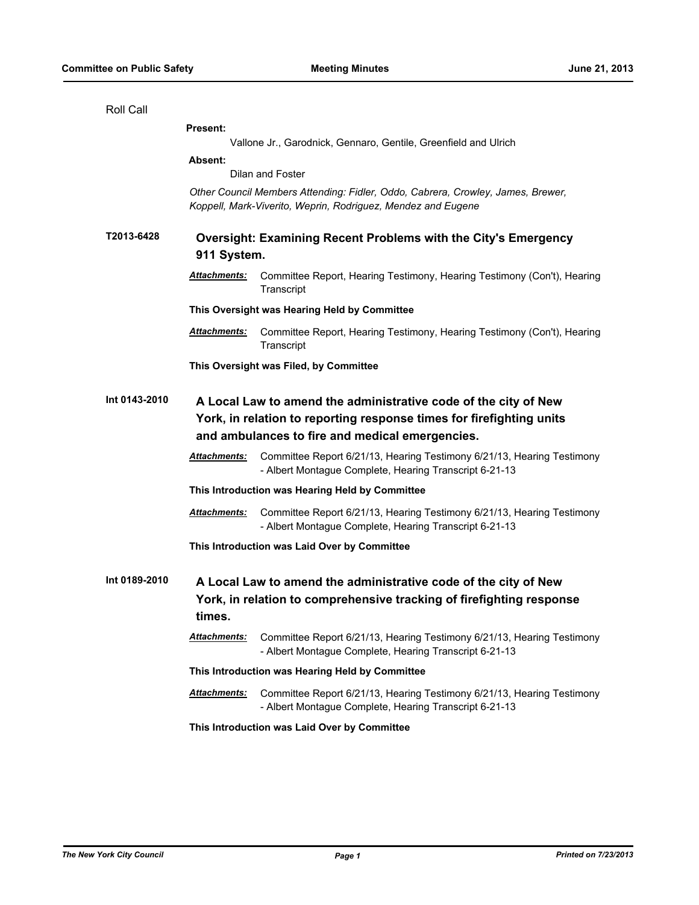Roll Call

**Present:**

Vallone Jr., Garodnick, Gennaro, Gentile, Greenfield and Ulrich

**Absent:**

Dilan and Foster

*Other Council Members Attending: Fidler, Oddo, Cabrera, Crowley, James, Brewer, Koppell, Mark-Viverito, Weprin, Rodriguez, Mendez and Eugene*

**T2013-6428** **Oversight: Examining Recent Problems with the City's Emergency 911 System.**

***Attachments:*** Committee Report, Hearing Testimony, Hearing Testimony (Con't), Hearing Transcript

**This Oversight was Hearing Held by Committee**

***Attachments:*** Committee Report, Hearing Testimony, Hearing Testimony (Con't), Hearing Transcript

**This Oversight was Filed, by Committee**

**Int 0143-2010** **A Local Law to amend the administrative code of the city of New York, in relation to reporting response times for firefighting units and ambulances to fire and medical emergencies.**

***Attachments:*** Committee Report 6/21/13, Hearing Testimony 6/21/13, Hearing Testimony - Albert Montague Complete, Hearing Transcript 6-21-13

**This Introduction was Hearing Held by Committee**

***Attachments:*** Committee Report 6/21/13, Hearing Testimony 6/21/13, Hearing Testimony - Albert Montague Complete, Hearing Transcript 6-21-13

**This Introduction was Laid Over by Committee**

**Int 0189-2010** **A Local Law to amend the administrative code of the city of New York, in relation to comprehensive tracking of firefighting response times.**

***Attachments:*** Committee Report 6/21/13, Hearing Testimony 6/21/13, Hearing Testimony - Albert Montague Complete, Hearing Transcript 6-21-13

**This Introduction was Hearing Held by Committee**

***Attachments:*** Committee Report 6/21/13, Hearing Testimony 6/21/13, Hearing Testimony - Albert Montague Complete, Hearing Transcript 6-21-13

**This Introduction was Laid Over by Committee**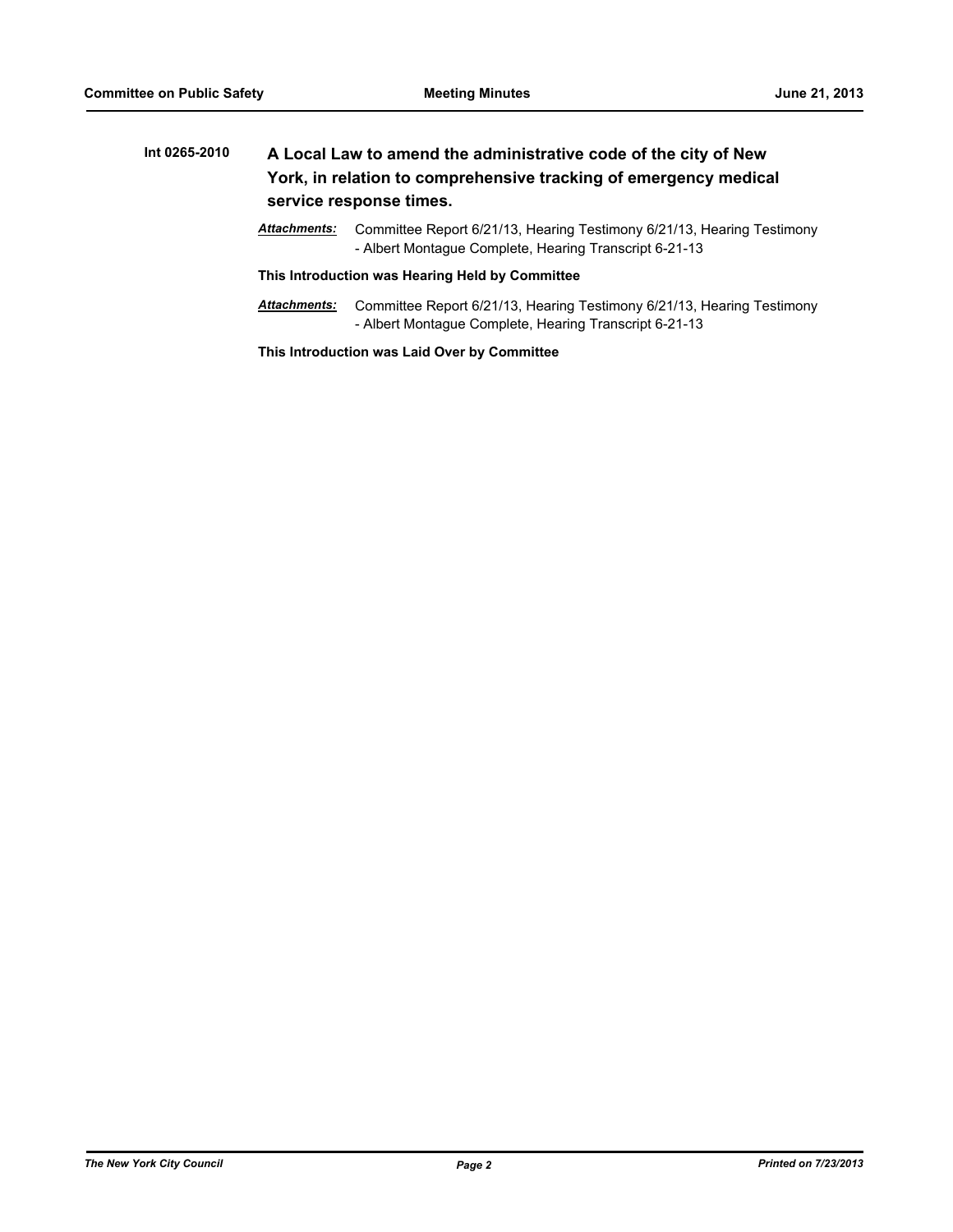**Int 0265-2010** **A Local Law to amend the administrative code of the city of New York, in relation to comprehensive tracking of emergency medical service response times.**

***Attachments:*** Committee Report 6/21/13, Hearing Testimony 6/21/13, Hearing Testimony - Albert Montague Complete, Hearing Transcript 6-21-13

**This Introduction was Hearing Held by Committee**

***Attachments:*** Committee Report 6/21/13, Hearing Testimony 6/21/13, Hearing Testimony - Albert Montague Complete, Hearing Transcript 6-21-13

**This Introduction was Laid Over by Committee**